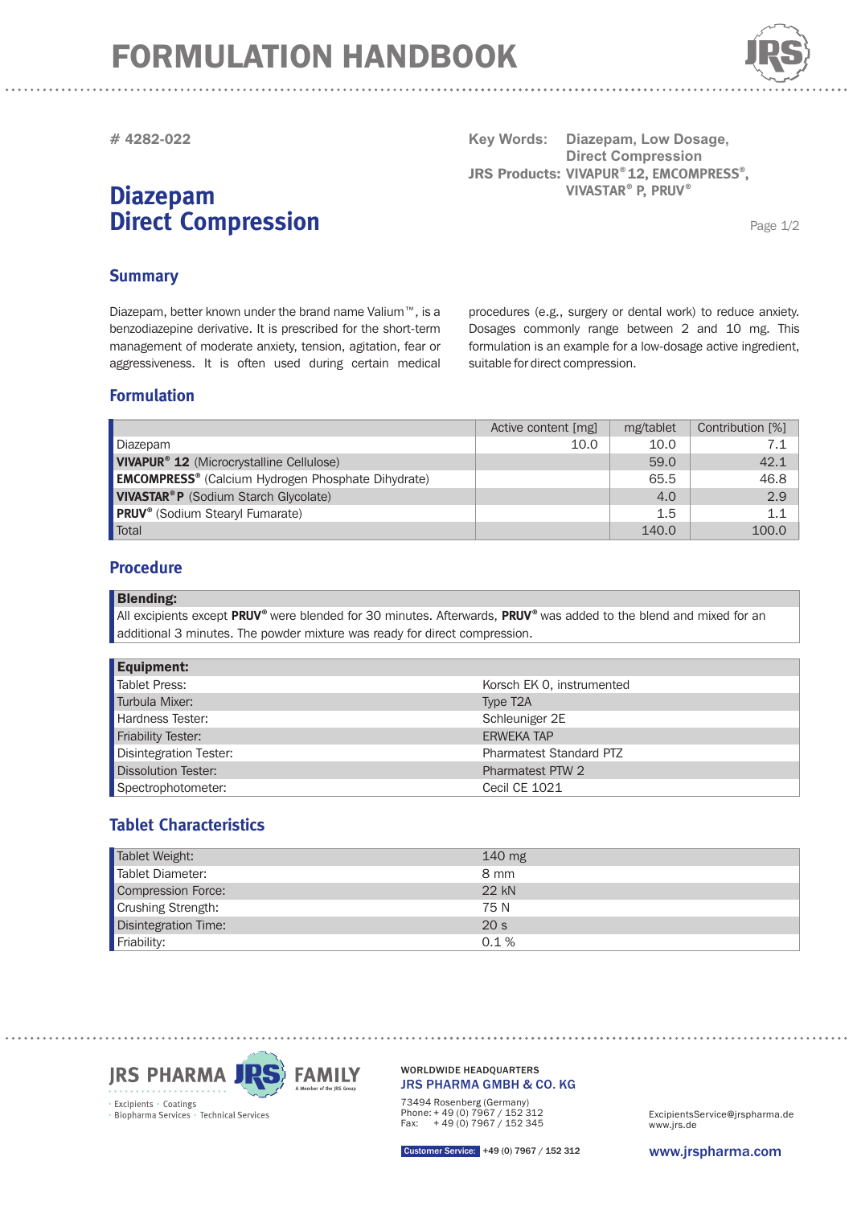# FORMULATION HANDBOOK

# 4282-022

**Key Words:** Diazepam, Low Dosage, Direct Compression

**JRS Products:** VIVAPUR® 12, EMCOMPRESS®, VIVASTAR® P, PRUV®

## Diazepam Direct Compression

### Summary

Diazepam, better known under the brand name Valium™, is a benzodiazepine derivative. It is prescribed for the short-term management of moderate anxiety, tension, agitation, fear or aggressiveness. It is often used during certain medical procedures (e.g., surgery or dental work) to reduce anxiety. Dosages commonly range between 2 and 10 mg. This formulation is an example for a low-dosage active ingredient, suitable for direct compression.

### Formulation

| | Active content [mg] | mg/tablet | Contribution [%] |
|---|---|---|---|
| Diazepam | 10.0 | 10.0 | 7.1 |
| **VIVAPUR® 12** (Microcrystalline Cellulose) | | 59.0 | 42.1 |
| **EMCOMPRESS®** (Calcium Hydrogen Phosphate Dihydrate) | | 65.5 | 46.8 |
| **VIVASTAR® P** (Sodium Starch Glycolate) | | 4.0 | 2.9 |
| **PRUV®** (Sodium Stearyl Fumarate) | | 1.5 | 1.1 |
| Total | | 140.0 | 100.0 |

### Procedure

**Blending:**

All excipients except **PRUV®** were blended for 30 minutes. Afterwards, **PRUV®** was added to the blend and mixed for an additional 3 minutes. The powder mixture was ready for direct compression.

| **Equipment:** | |
|---|---|
| Tablet Press: | Korsch EK 0, instrumented |
| Turbula Mixer: | Type T2A |
| Hardness Tester: | Schleuniger 2E |
| Friability Tester: | ERWEKA TAP |
| Disintegration Tester: | Pharmatest Standard PTZ |
| Dissolution Tester: | Pharmatest PTW 2 |
| Spectrophotometer: | Cecil CE 1021 |

### Tablet Characteristics

| | |
|---|---|
| Tablet Weight: | 140 mg |
| Tablet Diameter: | 8 mm |
| Compression Force: | 22 kN |
| Crushing Strength: | 75 N |
| Disintegration Time: | 20 s |
| Friability: | 0.1 % |

JRS PHARMA FAMILY – A Member of the JRS Group

Excipients · Coatings · Biopharma Services · Technical Services

WORLDWIDE HEADQUARTERS
JRS PHARMA GMBH & CO. KG
73494 Rosenberg (Germany)
Phone: + 49 (0) 7967 / 152 312
Fax: + 49 (0) 7967 / 152 345

ExcipientsService@jrspharma.de
www.jrs.de

Customer Service: +49 (0) 7967 / 152 312

www.jrspharma.com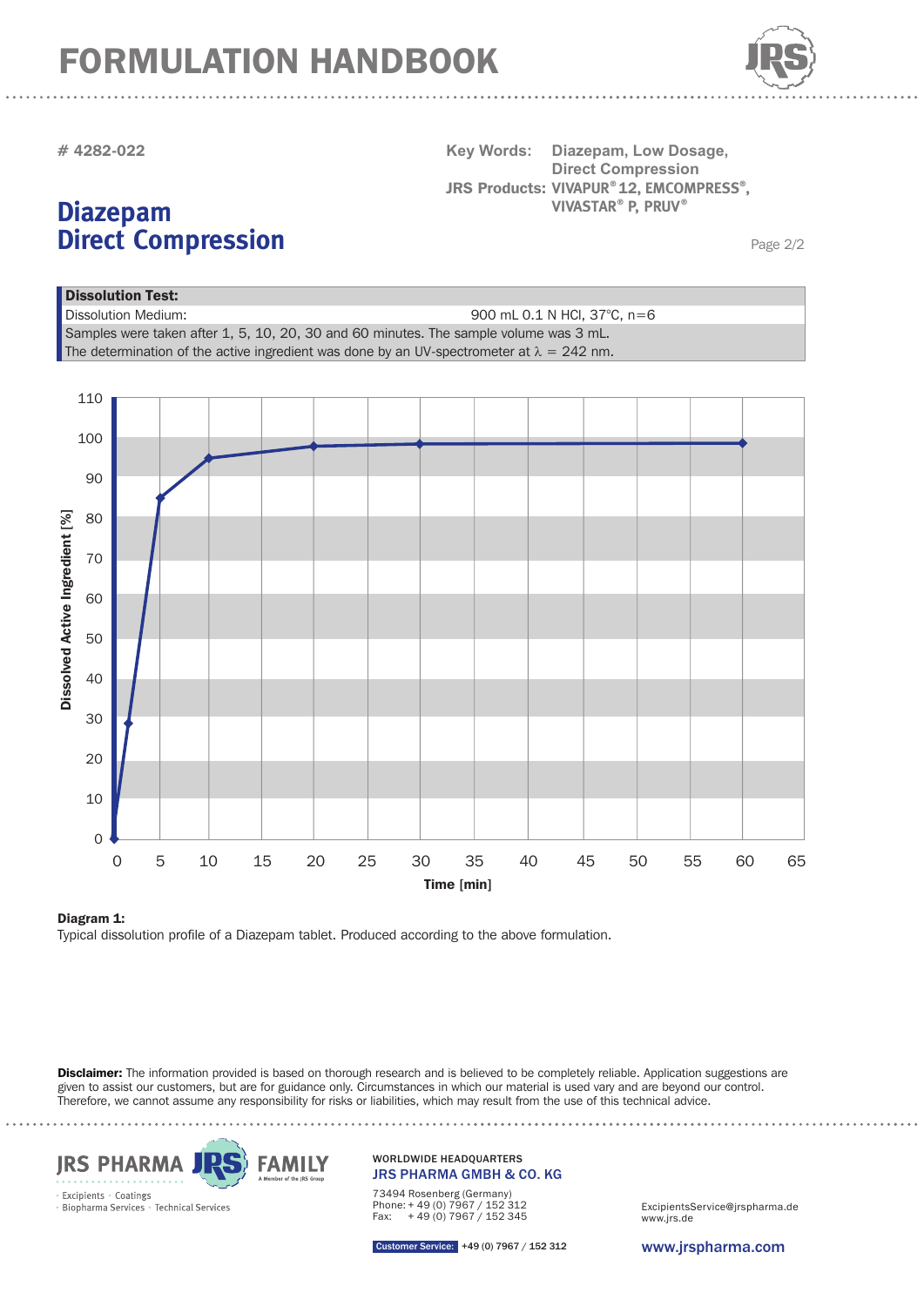# FORMULATION HANDBOOK

# 4282-022

**Key Words:** Diazepam, Low Dosage, Direct Compression

**JRS Products:** VIVAPUR® 12, EMCOMPRESS®, VIVASTAR® P, PRUV®

## Diazepam Direct Compression

| **Dissolution Test:** | |
|---|---|
| Dissolution Medium: | 900 mL 0.1 N HCl, 37°C, n=6 |
| Samples were taken after 1, 5, 10, 20, 30 and 60 minutes. The sample volume was 3 mL. | |
| The determination of the active ingredient was done by an UV-spectrometer at λ = 242 nm. | |

Dissolved Active Ingredient [%]

110, 100, 90, 80, 70, 60, 50, 40, 30, 20, 10, 0

Time [min]

0, 5, 10, 15, 20, 25, 30, 35, 40, 45, 50, 55, 60, 65

**Diagram 1:**
Typical dissolution profile of a Diazepam tablet. Produced according to the above formulation.

**Disclaimer:** The information provided is based on thorough research and is believed to be completely reliable. Application suggestions are given to assist our customers, but are for guidance only. Circumstances in which our material is used vary and are beyond our control. Therefore, we cannot assume any responsibility for risks or liabilities, which may result from the use of this technical advice.

JRS PHARMA JRS FAMILY – A Member of the JRS Group

Excipients · Coatings · Biopharma Services · Technical Services

WORLDWIDE HEADQUARTERS
JRS PHARMA GMBH & CO. KG
73494 Rosenberg (Germany)
Phone: + 49 (0) 7967 / 152 312
Fax: + 49 (0) 7967 / 152 345

ExcipientsService@jrspharma.de
www.jrs.de

Customer Service: +49 (0) 7967 / 152 312

www.jrspharma.com